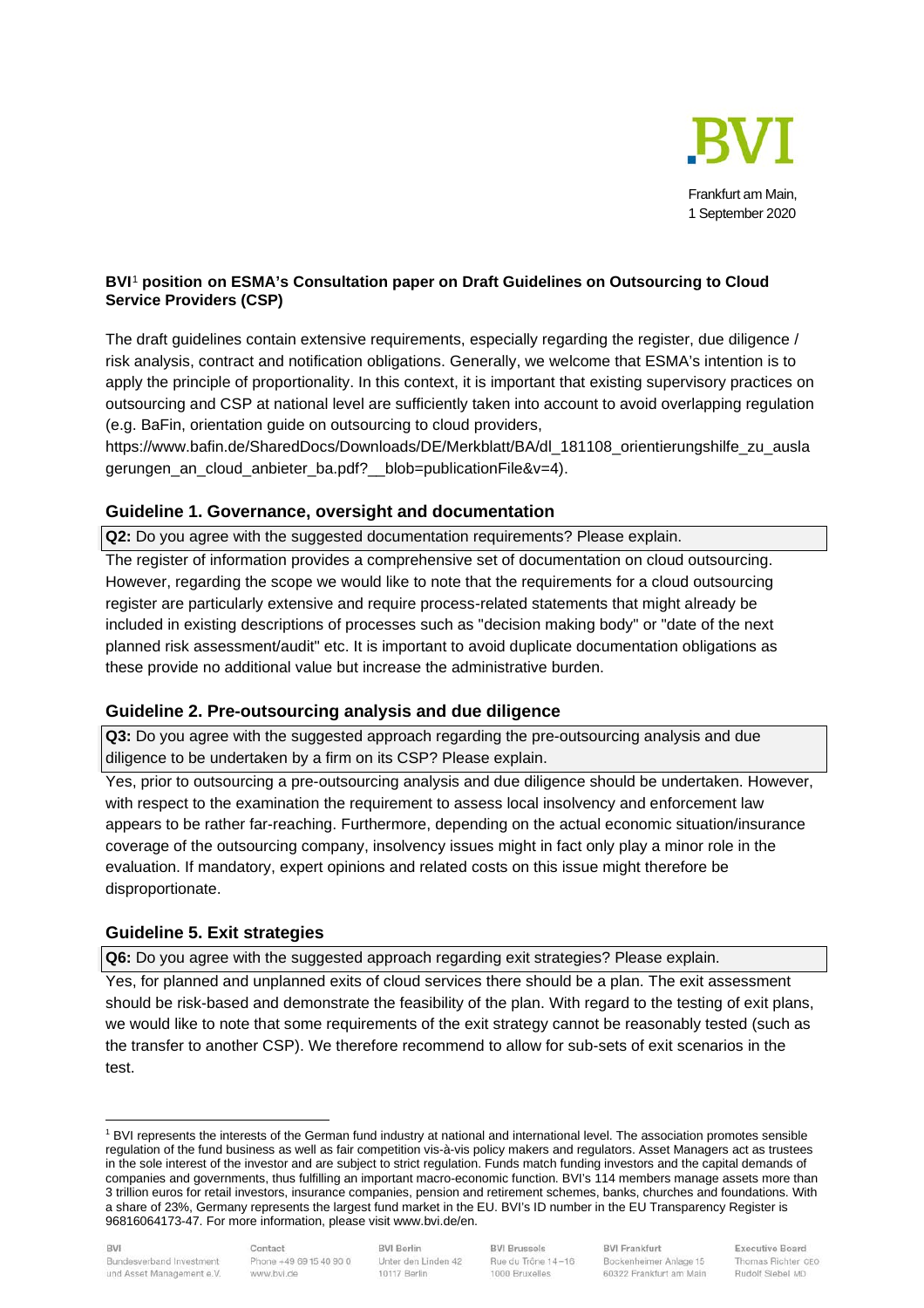BVI

Frankfurt am Main,
1 September 2020

**BVI[1] position on ESMA's Consultation paper on Draft Guidelines on Outsourcing to Cloud Service Providers (CSP)**

The draft guidelines contain extensive requirements, especially regarding the register, due diligence / risk analysis, contract and notification obligations. Generally, we welcome that ESMA's intention is to apply the principle of proportionality. In this context, it is important that existing supervisory practices on outsourcing and CSP at national level are sufficiently taken into account to avoid overlapping regulation (e.g. BaFin, orientation guide on outsourcing to cloud providers, https://www.bafin.de/SharedDocs/Downloads/DE/Merkblatt/BA/dl_181108_orientierungshilfe_zu_auslagerungen_an_cloud_anbieter_ba.pdf?__blob=publicationFile&v=4).

## Guideline 1. Governance, oversight and documentation

**Q2:** Do you agree with the suggested documentation requirements? Please explain.

The register of information provides a comprehensive set of documentation on cloud outsourcing. However, regarding the scope we would like to note that the requirements for a cloud outsourcing register are particularly extensive and require process-related statements that might already be included in existing descriptions of processes such as "decision making body" or "date of the next planned risk assessment/audit" etc. It is important to avoid duplicate documentation obligations as these provide no additional value but increase the administrative burden.

## Guideline 2. Pre-outsourcing analysis and due diligence

**Q3:** Do you agree with the suggested approach regarding the pre-outsourcing analysis and due diligence to be undertaken by a firm on its CSP? Please explain.

Yes, prior to outsourcing a pre-outsourcing analysis and due diligence should be undertaken. However, with respect to the examination the requirement to assess local insolvency and enforcement law appears to be rather far-reaching. Furthermore, depending on the actual economic situation/insurance coverage of the outsourcing company, insolvency issues might in fact only play a minor role in the evaluation. If mandatory, expert opinions and related costs on this issue might therefore be disproportionate.

## Guideline 5. Exit strategies

**Q6:** Do you agree with the suggested approach regarding exit strategies? Please explain.

Yes, for planned and unplanned exits of cloud services there should be a plan. The exit assessment should be risk-based and demonstrate the feasibility of the plan. With regard to the testing of exit plans, we would like to note that some requirements of the exit strategy cannot be reasonably tested (such as the transfer to another CSP). We therefore recommend to allow for sub-sets of exit scenarios in the test.

[1] BVI represents the interests of the German fund industry at national and international level. The association promotes sensible regulation of the fund business as well as fair competition vis-à-vis policy makers and regulators. Asset Managers act as trustees in the sole interest of the investor and are subject to strict regulation. Funds match funding investors and the capital demands of companies and governments, thus fulfilling an important macro-economic function. BVI's 114 members manage assets more than 3 trillion euros for retail investors, insurance companies, pension and retirement schemes, banks, churches and foundations. With a share of 23%, Germany represents the largest fund market in the EU. BVI's ID number in the EU Transparency Register is 96816064173-47. For more information, please visit www.bvi.de/en.

BVI Bundesverband Investment und Asset Management e.V. | Contact Phone +49 69 15 40 90 0 www.bvi.de | BVI Berlin Unter den Linden 42 10117 Berlin | BVI Brussels Rue du Trône 14-16 1000 Bruxelles | BVI Frankfurt Bockenheimer Anlage 15 60322 Frankfurt am Main | Executive Board Thomas Richter CEO Rudolf Siebel MD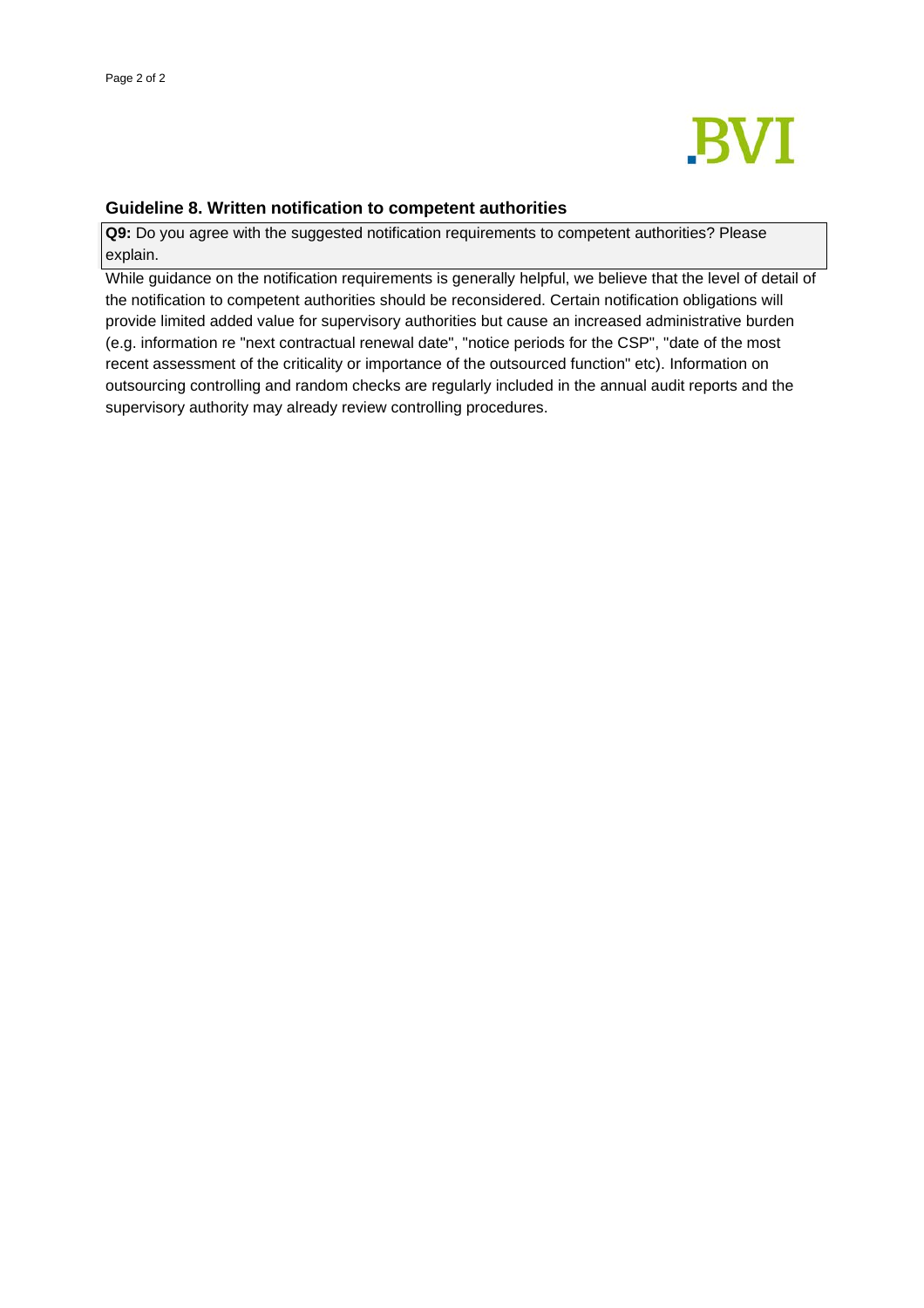## Guideline 8. Written notification to competent authorities

**Q9:** Do you agree with the suggested notification requirements to competent authorities? Please explain.

While guidance on the notification requirements is generally helpful, we believe that the level of detail of the notification to competent authorities should be reconsidered. Certain notification obligations will provide limited added value for supervisory authorities but cause an increased administrative burden (e.g. information re "next contractual renewal date", "notice periods for the CSP", "date of the most recent assessment of the criticality or importance of the outsourced function" etc). Information on outsourcing controlling and random checks are regularly included in the annual audit reports and the supervisory authority may already review controlling procedures.